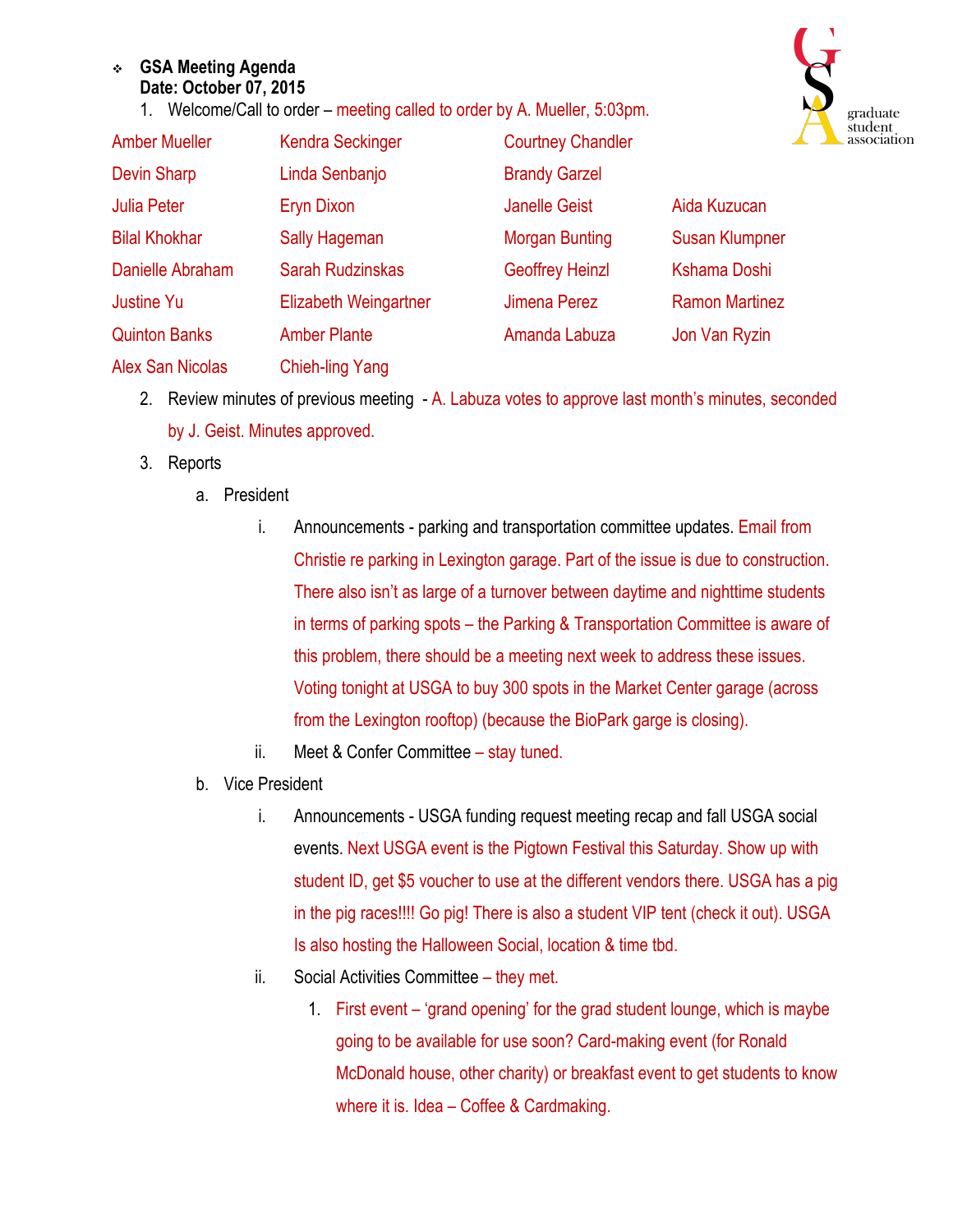- **GSA Meeting Agenda**
  **Date: October 07, 2015**

1. Welcome/Call to order – meeting called to order by A. Mueller, 5:03pm.

| | | | |
|---|---|---|---|
| Amber Mueller | Kendra Seckinger | Courtney Chandler | |
| Devin Sharp | Linda Senbanjo | Brandy Garzel | |
| Julia Peter | Eryn Dixon | Janelle Geist | Aida Kuzucan |
| Bilal Khokhar | Sally Hageman | Morgan Bunting | Susan Klumpner |
| Danielle Abraham | Sarah Rudzinskas | Geoffrey Heinzl | Kshama Doshi |
| Justine Yu | Elizabeth Weingartner | Jimena Perez | Ramon Martinez |
| Quinton Banks | Amber Plante | Amanda Labuza | Jon Van Ryzin |
| Alex San Nicolas | Chieh-ling Yang | | |

2. Review minutes of previous meeting - A. Labuza votes to approve last month's minutes, seconded by J. Geist. Minutes approved.
3. Reports
   a. President
      i. Announcements - parking and transportation committee updates. Email from Christie re parking in Lexington garage. Part of the issue is due to construction. There also isn't as large of a turnover between daytime and nighttime students in terms of parking spots – the Parking & Transportation Committee is aware of this problem, there should be a meeting next week to address these issues. Voting tonight at USGA to buy 300 spots in the Market Center garage (across from the Lexington rooftop) (because the BioPark garge is closing).
      ii. Meet & Confer Committee – stay tuned.
   b. Vice President
      i. Announcements - USGA funding request meeting recap and fall USGA social events. Next USGA event is the Pigtown Festival this Saturday. Show up with student ID, get $5 voucher to use at the different vendors there. USGA has a pig in the pig races!!!! Go pig! There is also a student VIP tent (check it out). USGA Is also hosting the Halloween Social, location & time tbd.
      ii. Social Activities Committee – they met.
         1. First event – 'grand opening' for the grad student lounge, which is maybe going to be available for use soon? Card-making event (for Ronald McDonald house, other charity) or breakfast event to get students to know where it is. Idea – Coffee & Cardmaking.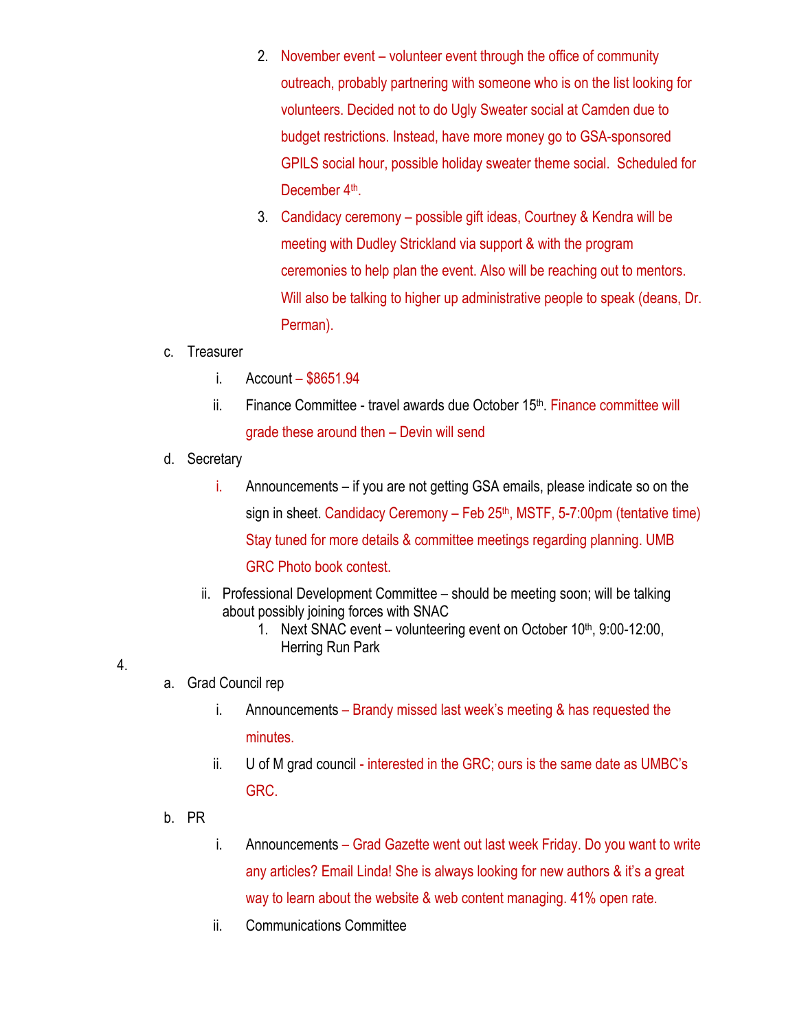2. November event – volunteer event through the office of community outreach, probably partnering with someone who is on the list looking for volunteers. Decided not to do Ugly Sweater social at Camden due to budget restrictions. Instead, have more money go to GSA-sponsored GPILS social hour, possible holiday sweater theme social. Scheduled for December 4th.
3. Candidacy ceremony – possible gift ideas, Courtney & Kendra will be meeting with Dudley Strickland via support & with the program ceremonies to help plan the event. Also will be reaching out to mentors. Will also be talking to higher up administrative people to speak (deans, Dr. Perman).

c. Treasurer

   i. Account – $8651.94

   ii. Finance Committee - travel awards due October 15th. Finance committee will grade these around then – Devin will send

d. Secretary

   i. Announcements – if you are not getting GSA emails, please indicate so on the sign in sheet. Candidacy Ceremony – Feb 25th, MSTF, 5-7:00pm (tentative time) Stay tuned for more details & committee meetings regarding planning. UMB GRC Photo book contest.

   ii. Professional Development Committee – should be meeting soon; will be talking about possibly joining forces with SNAC

      1. Next SNAC event – volunteering event on October 10th, 9:00-12:00, Herring Run Park

4.

a. Grad Council rep

   i. Announcements – Brandy missed last week's meeting & has requested the minutes.

   ii. U of M grad council - interested in the GRC; ours is the same date as UMBC's GRC.

b. PR

   i. Announcements – Grad Gazette went out last week Friday. Do you want to write any articles? Email Linda! She is always looking for new authors & it's a great way to learn about the website & web content managing. 41% open rate.

   ii. Communications Committee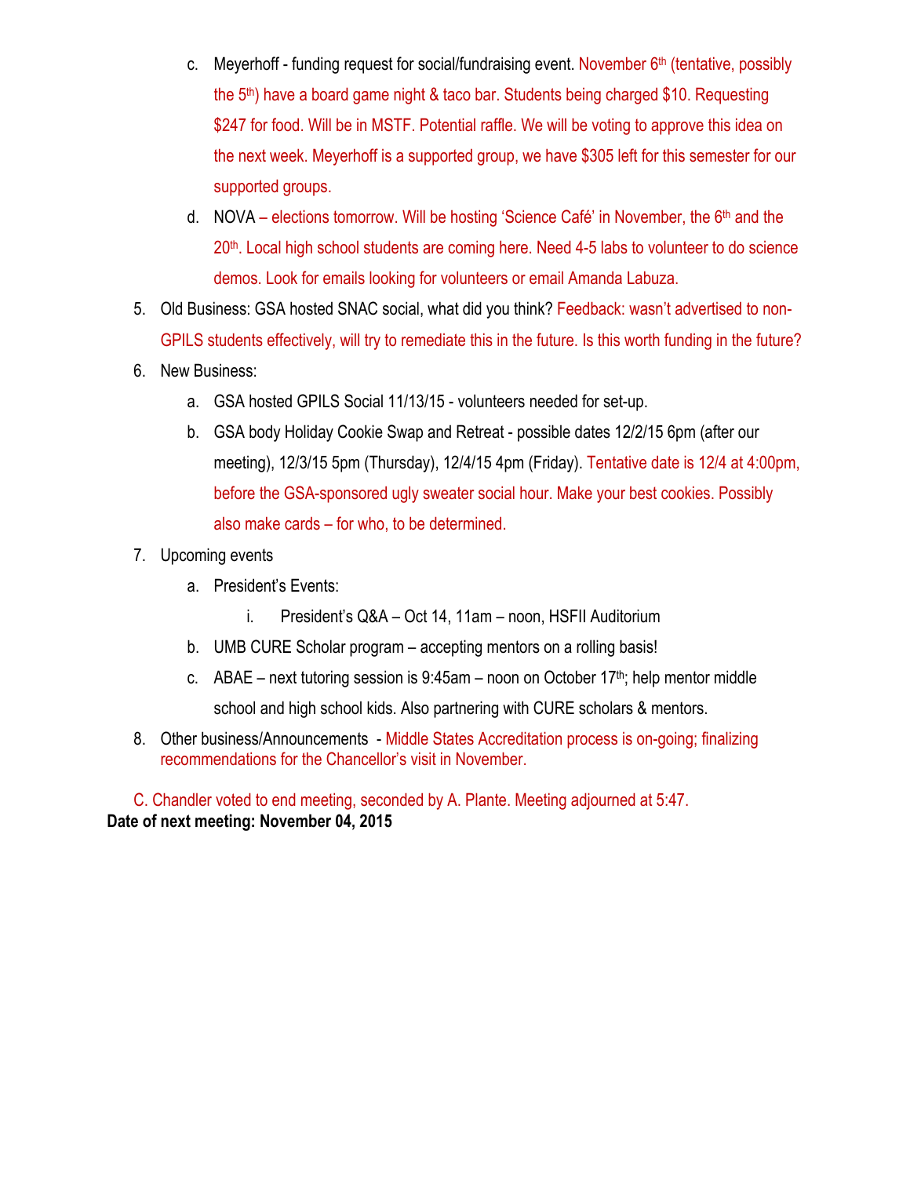c. Meyerhoff - funding request for social/fundraising event. November 6th (tentative, possibly the 5th) have a board game night & taco bar. Students being charged $10. Requesting $247 for food. Will be in MSTF. Potential raffle. We will be voting to approve this idea on the next week. Meyerhoff is a supported group, we have $305 left for this semester for our supported groups.

d. NOVA – elections tomorrow. Will be hosting 'Science Café' in November, the 6th and the 20th. Local high school students are coming here. Need 4-5 labs to volunteer to do science demos. Look for emails looking for volunteers or email Amanda Labuza.

5. Old Business: GSA hosted SNAC social, what did you think? Feedback: wasn't advertised to non-GPILS students effectively, will try to remediate this in the future. Is this worth funding in the future?

6. New Business:
   a. GSA hosted GPILS Social 11/13/15 - volunteers needed for set-up.
   b. GSA body Holiday Cookie Swap and Retreat - possible dates 12/2/15 6pm (after our meeting), 12/3/15 5pm (Thursday), 12/4/15 4pm (Friday). Tentative date is 12/4 at 4:00pm, before the GSA-sponsored ugly sweater social hour. Make your best cookies. Possibly also make cards – for who, to be determined.

7. Upcoming events
   a. President's Events:
      i. President's Q&A – Oct 14, 11am – noon, HSFII Auditorium
   b. UMB CURE Scholar program – accepting mentors on a rolling basis!
   c. ABAE – next tutoring session is 9:45am – noon on October 17th; help mentor middle school and high school kids. Also partnering with CURE scholars & mentors.

8. Other business/Announcements - Middle States Accreditation process is on-going; finalizing recommendations for the Chancellor's visit in November.

C. Chandler voted to end meeting, seconded by A. Plante. Meeting adjourned at 5:47.

**Date of next meeting: November 04, 2015**